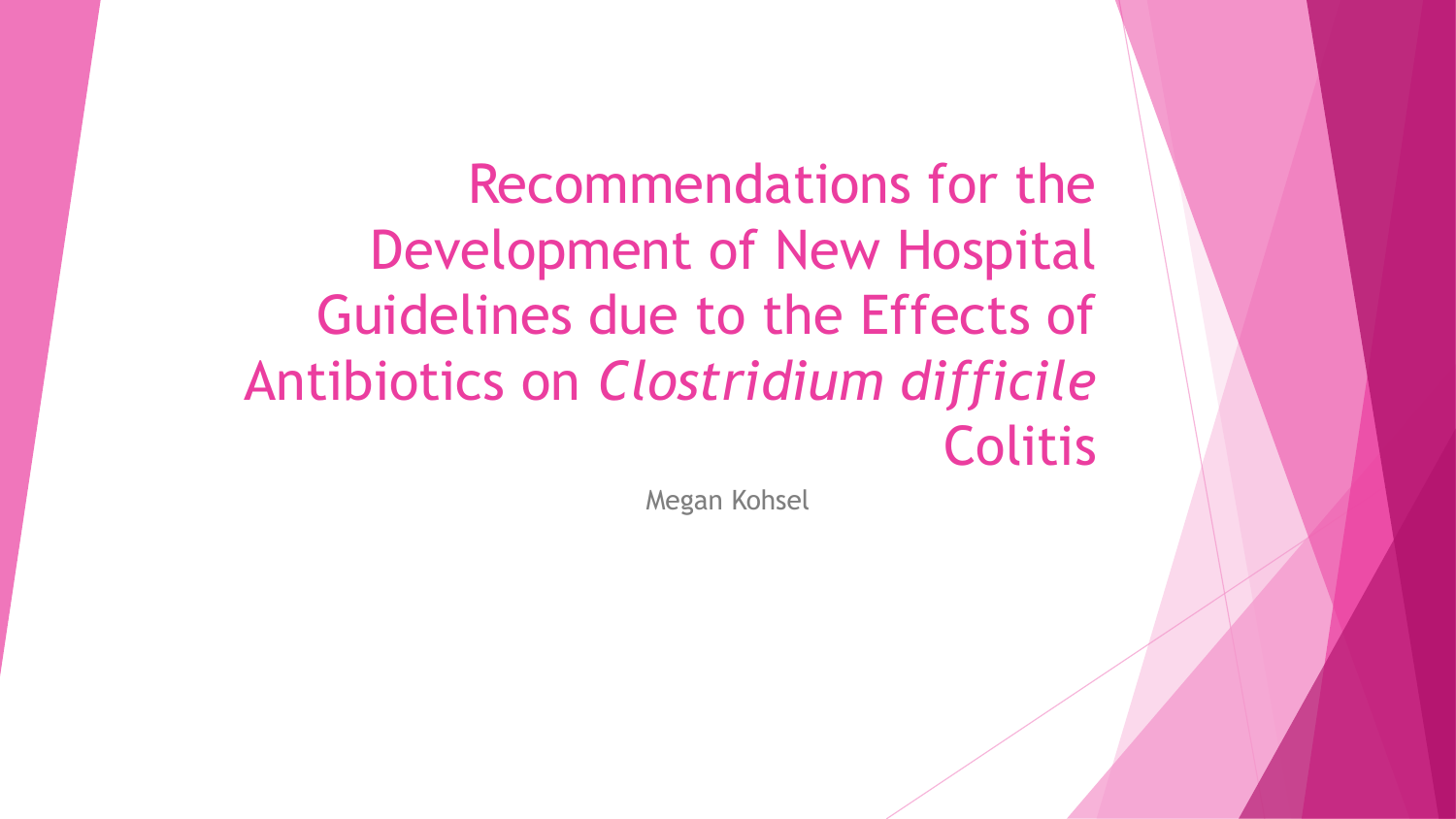# Recommendations for the Development of New Hospital Guidelines due to the Effects of Antibiotics on *Clostridium difficile* Colitis

Megan Kohsel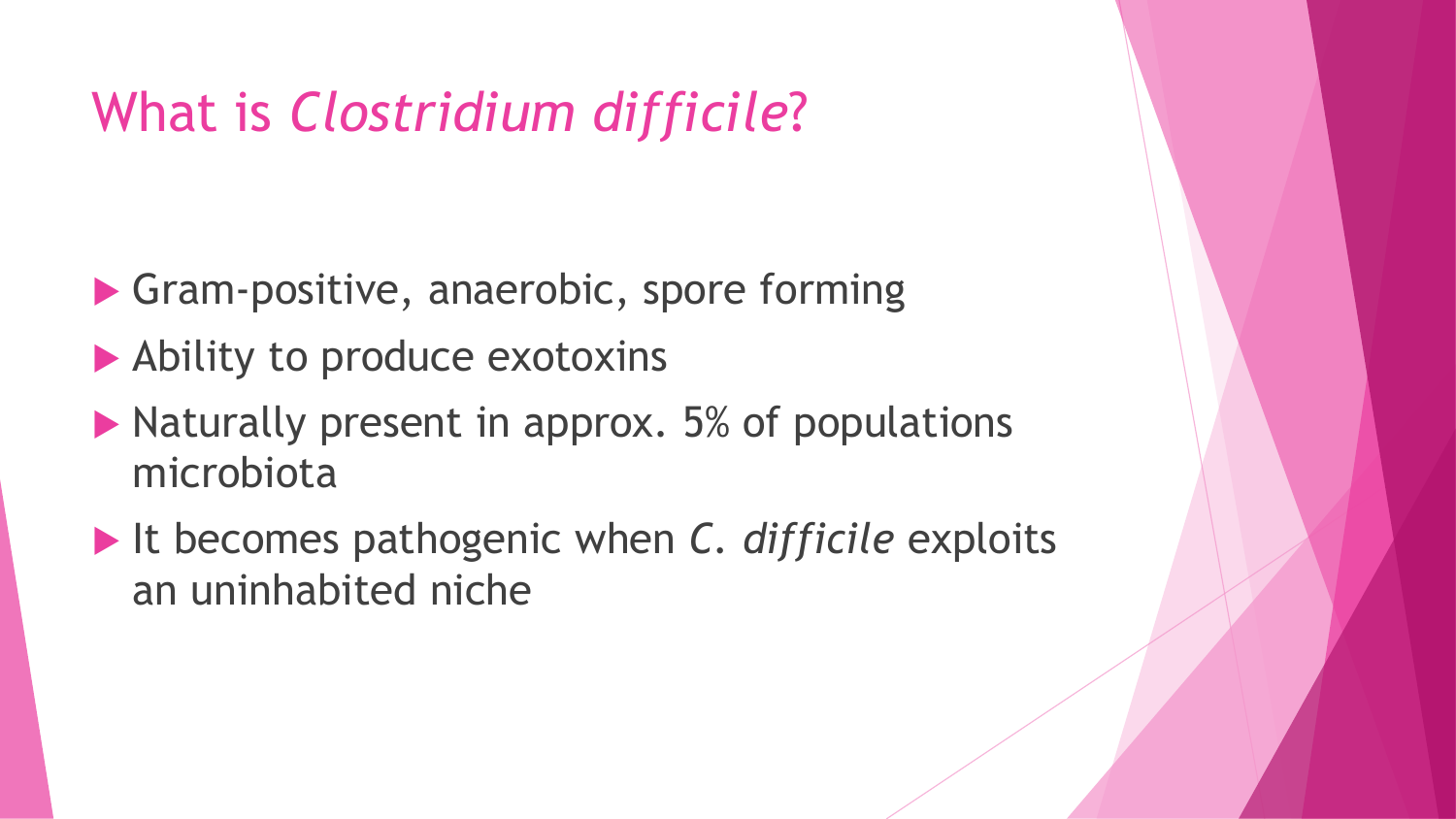# What is *Clostridium difficile*?

- Gram-positive, anaerobic, spore forming
- Ability to produce exotoxins
- Naturally present in approx. 5% of populations microbiota
- It becomes pathogenic when *C. difficile* exploits an uninhabited niche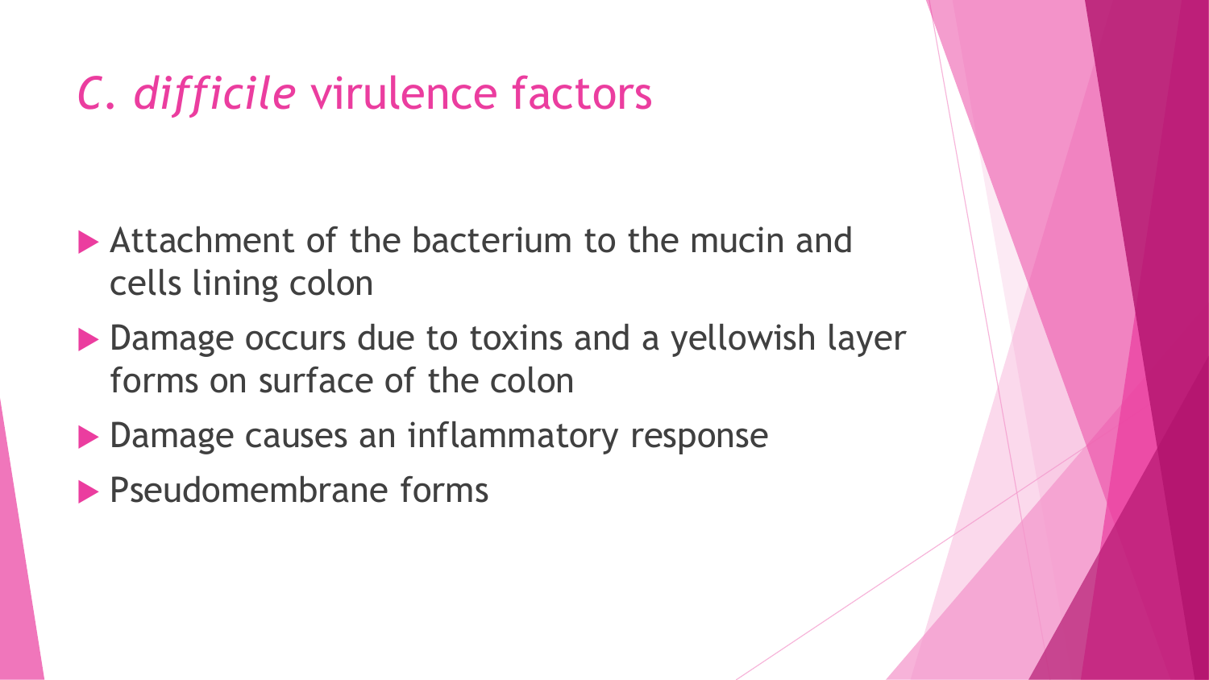# *C. difficile* virulence factors

- Attachment of the bacterium to the mucin and cells lining colon
- Damage occurs due to toxins and a yellowish layer forms on surface of the colon
- Damage causes an inflammatory response
- Pseudomembrane forms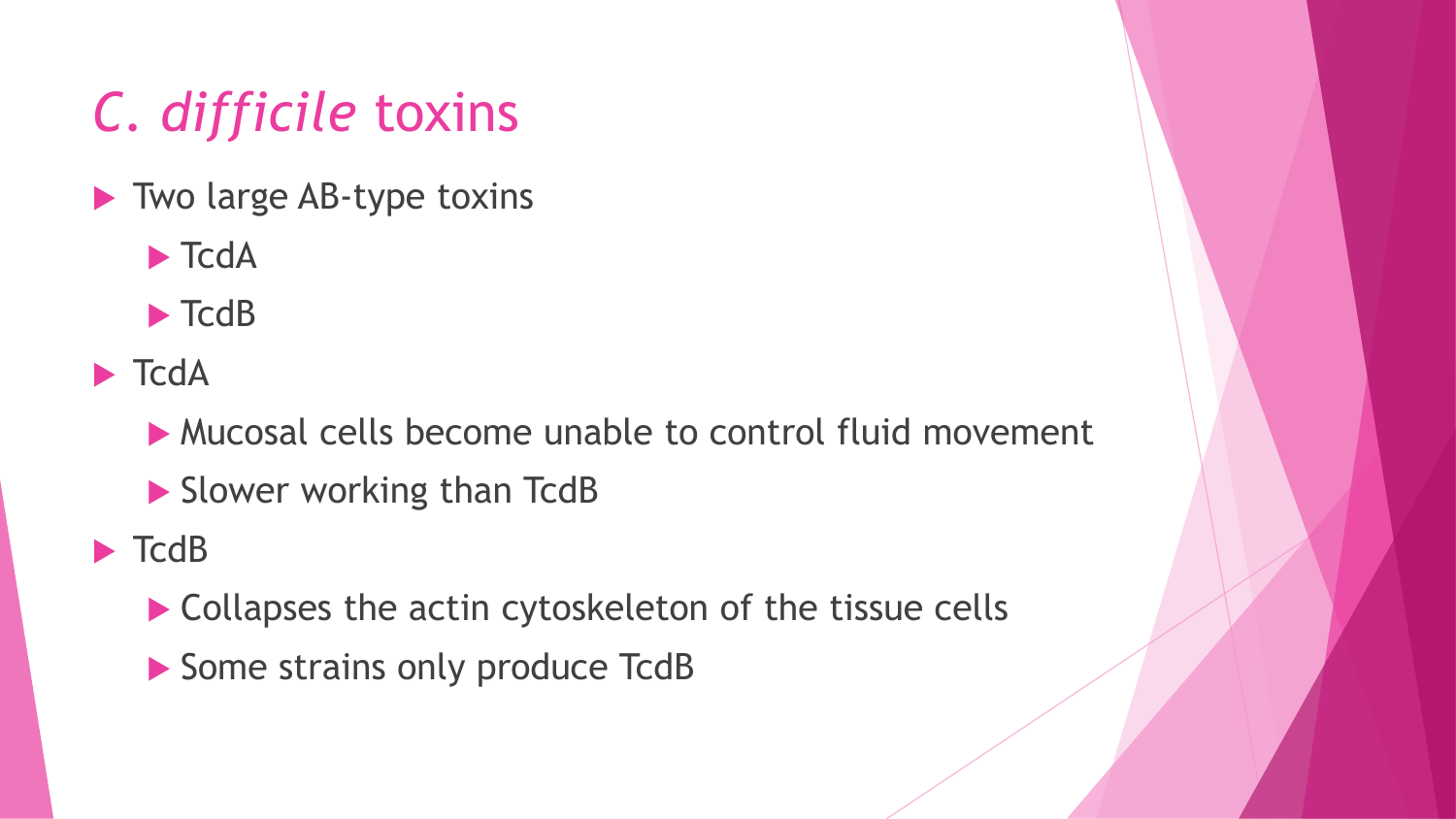# *C. difficile* toxins

- Two large AB-type toxins
  - TcdA
  - TcdB
- TcdA
  - Mucosal cells become unable to control fluid movement
  - Slower working than TcdB
- TcdB
  - Collapses the actin cytoskeleton of the tissue cells
  - Some strains only produce TcdB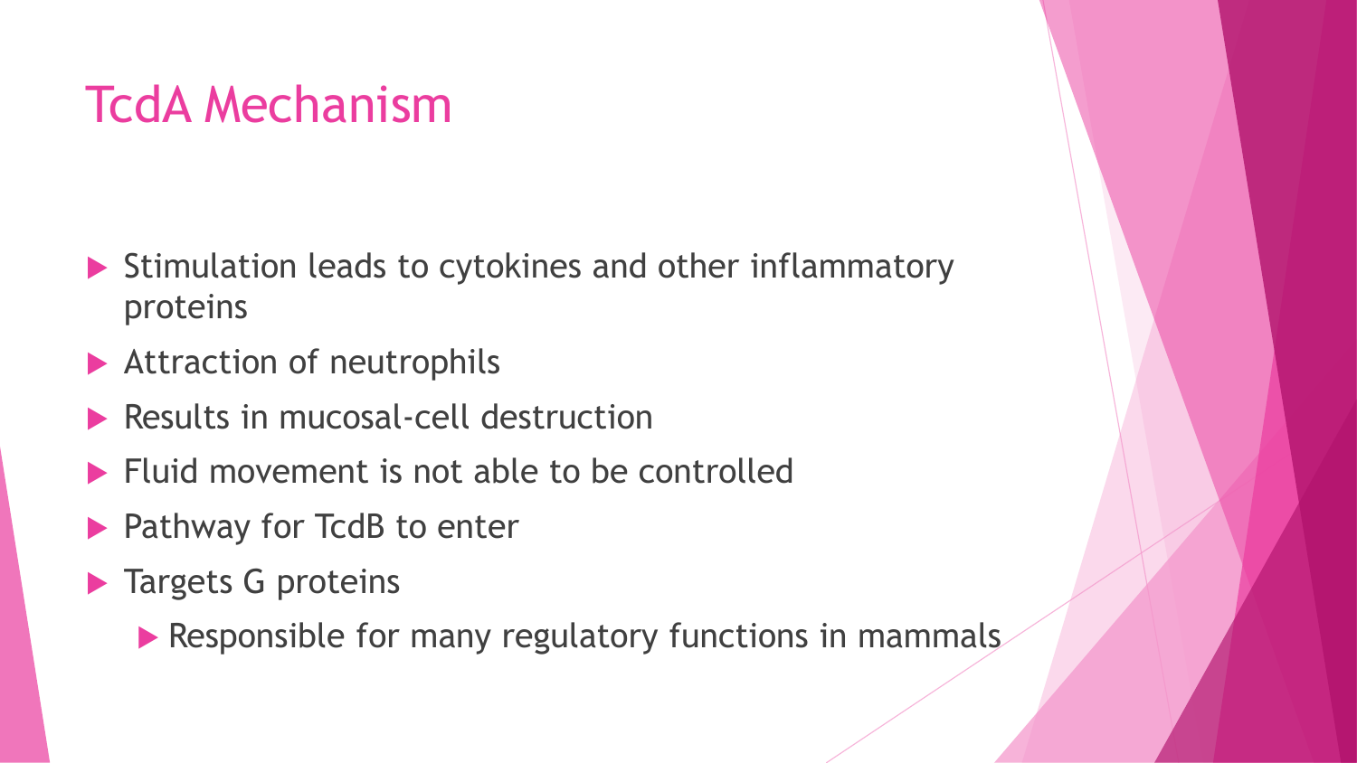# TcdA Mechanism

- Stimulation leads to cytokines and other inflammatory proteins
- Attraction of neutrophils
- Results in mucosal-cell destruction
- Fluid movement is not able to be controlled
- Pathway for TcdB to enter
- Targets G proteins
  - Responsible for many regulatory functions in mammals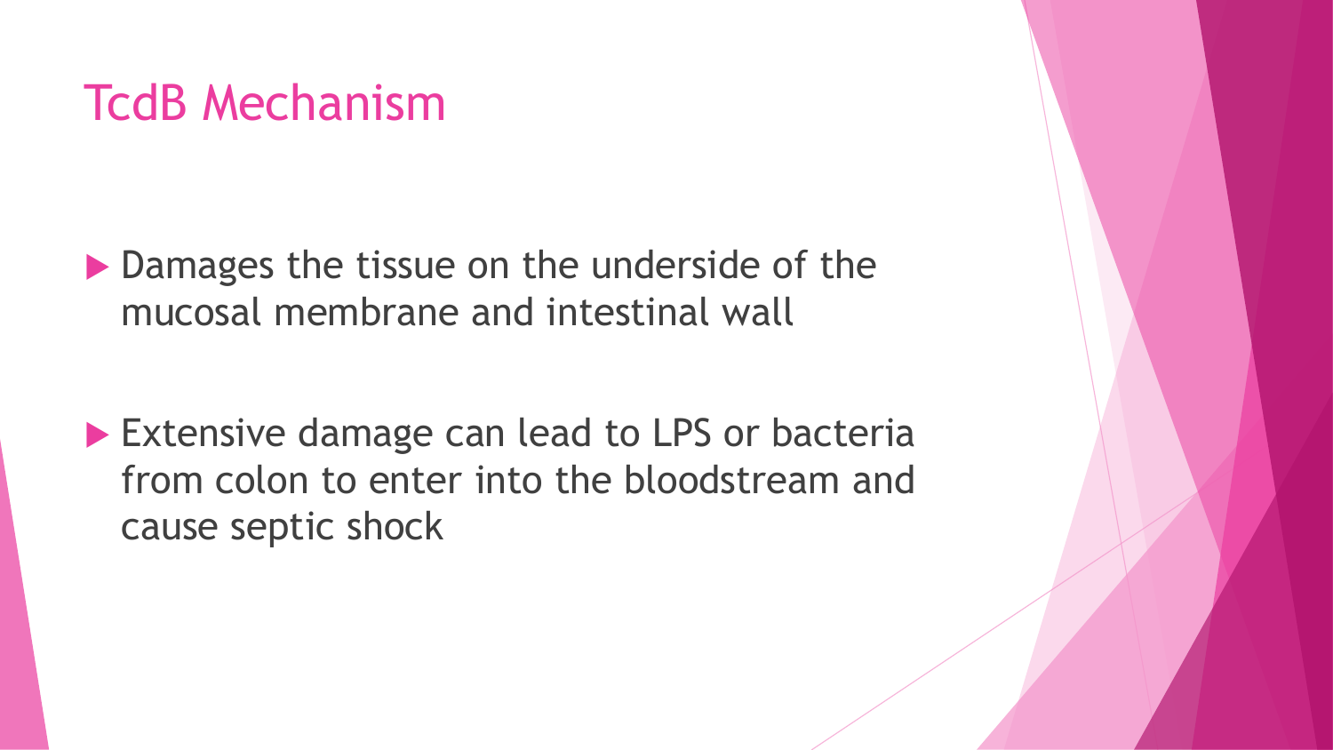# TcdB Mechanism

- Damages the tissue on the underside of the mucosal membrane and intestinal wall
- Extensive damage can lead to LPS or bacteria from colon to enter into the bloodstream and cause septic shock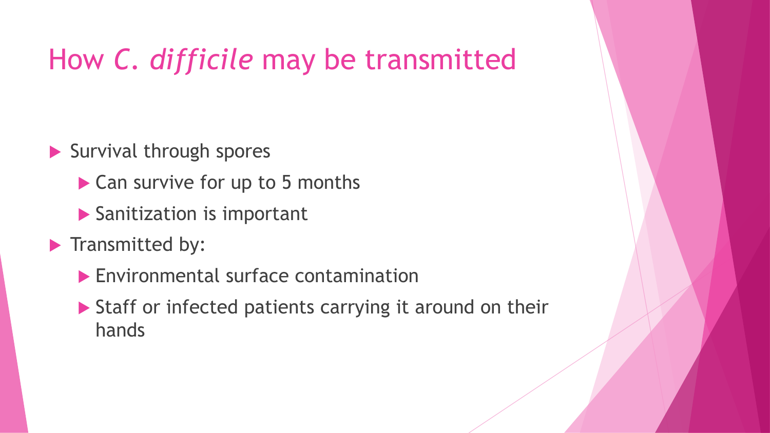# How *C. difficile* may be transmitted

- Survival through spores
  - Can survive for up to 5 months
  - Sanitization is important
- Transmitted by:
  - Environmental surface contamination
  - Staff or infected patients carrying it around on their hands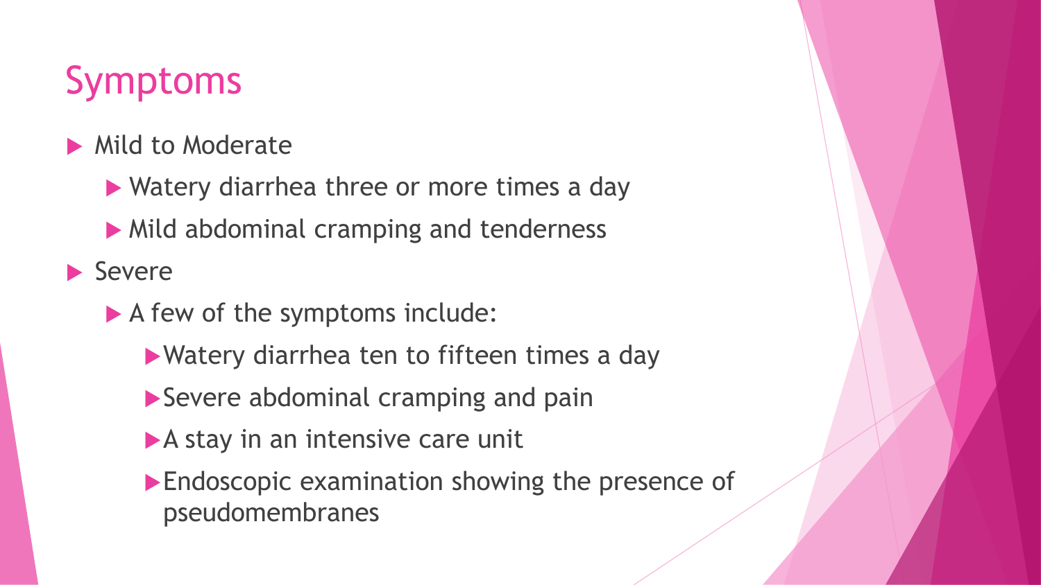# Symptoms

- Mild to Moderate
  - Watery diarrhea three or more times a day
  - Mild abdominal cramping and tenderness
- Severe
  - A few of the symptoms include:
    - Watery diarrhea ten to fifteen times a day
    - Severe abdominal cramping and pain
    - A stay in an intensive care unit
    - Endoscopic examination showing the presence of pseudomembranes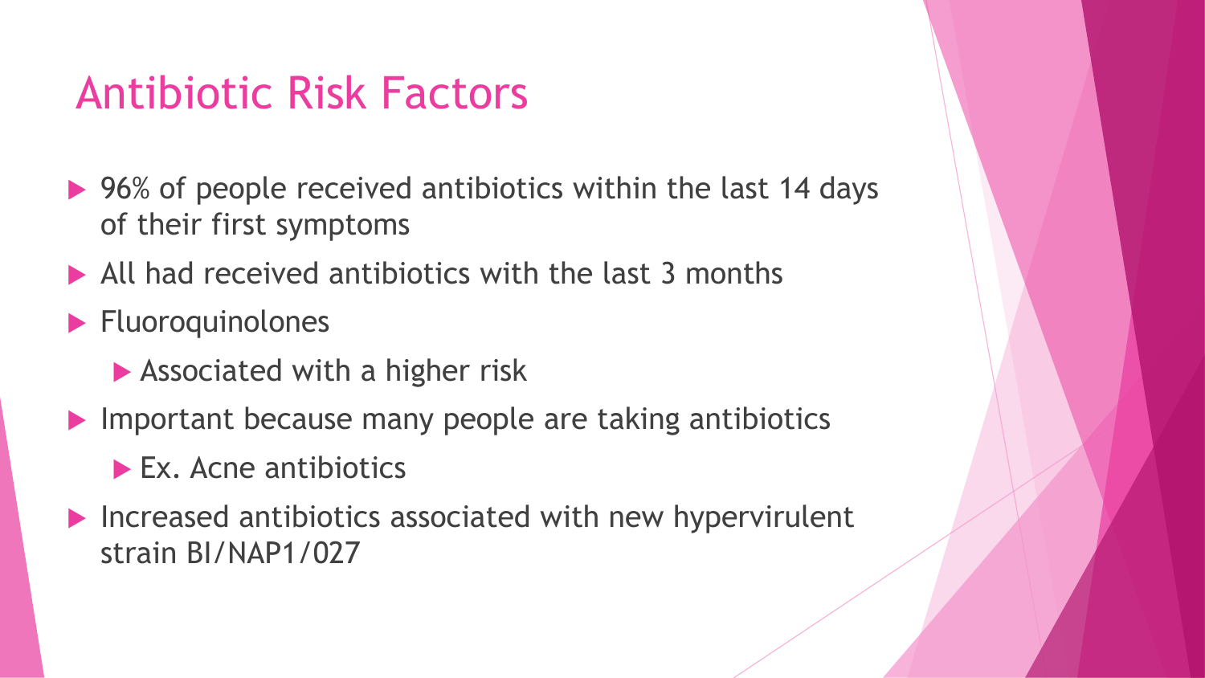# Antibiotic Risk Factors

- 96% of people received antibiotics within the last 14 days of their first symptoms
- All had received antibiotics with the last 3 months
- Fluoroquinolones
  - Associated with a higher risk
- Important because many people are taking antibiotics
  - Ex. Acne antibiotics
- Increased antibiotics associated with new hypervirulent strain BI/NAP1/027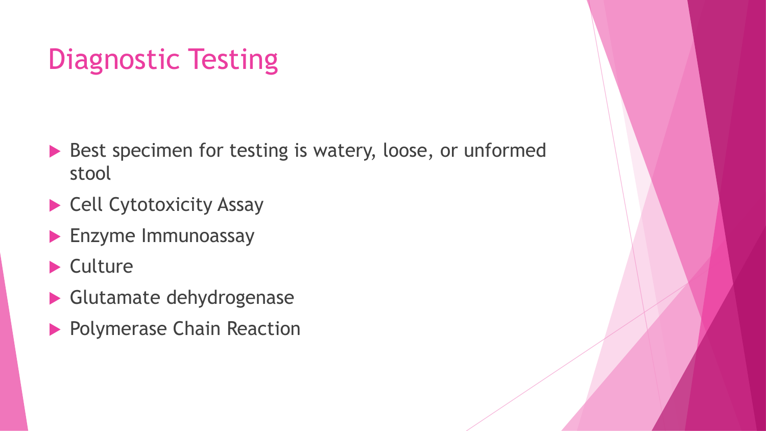# Diagnostic Testing

- Best specimen for testing is watery, loose, or unformed stool
- Cell Cytotoxicity Assay
- Enzyme Immunoassay
- Culture
- Glutamate dehydrogenase
- Polymerase Chain Reaction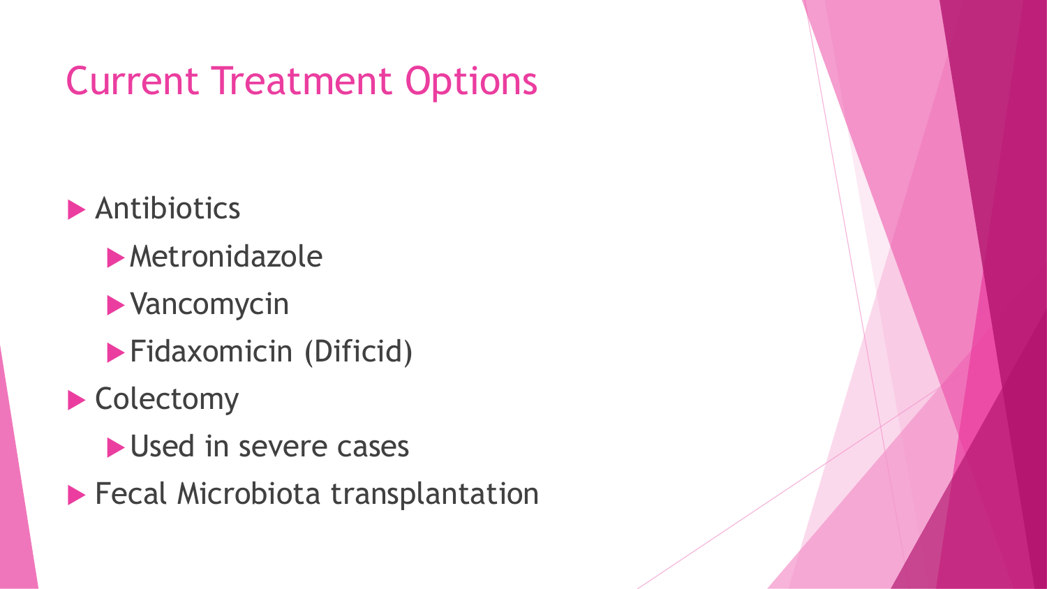# Current Treatment Options

- Antibiotics
  - Metronidazole
  - Vancomycin
  - Fidaxomicin (Dificid)
- Colectomy
  - Used in severe cases
- Fecal Microbiota transplantation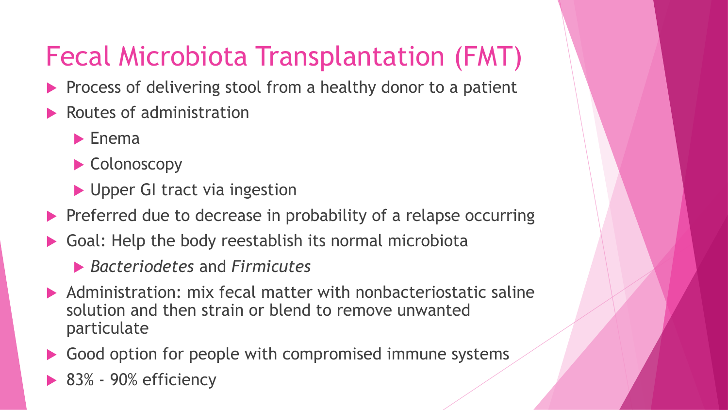# Fecal Microbiota Transplantation (FMT)

- Process of delivering stool from a healthy donor to a patient
- Routes of administration
  - Enema
  - Colonoscopy
  - Upper GI tract via ingestion
- Preferred due to decrease in probability of a relapse occurring
- Goal: Help the body reestablish its normal microbiota
  - *Bacteriodetes* and *Firmicutes*
- Administration: mix fecal matter with nonbacteriostatic saline solution and then strain or blend to remove unwanted particulate
- Good option for people with compromised immune systems
- 83% - 90% efficiency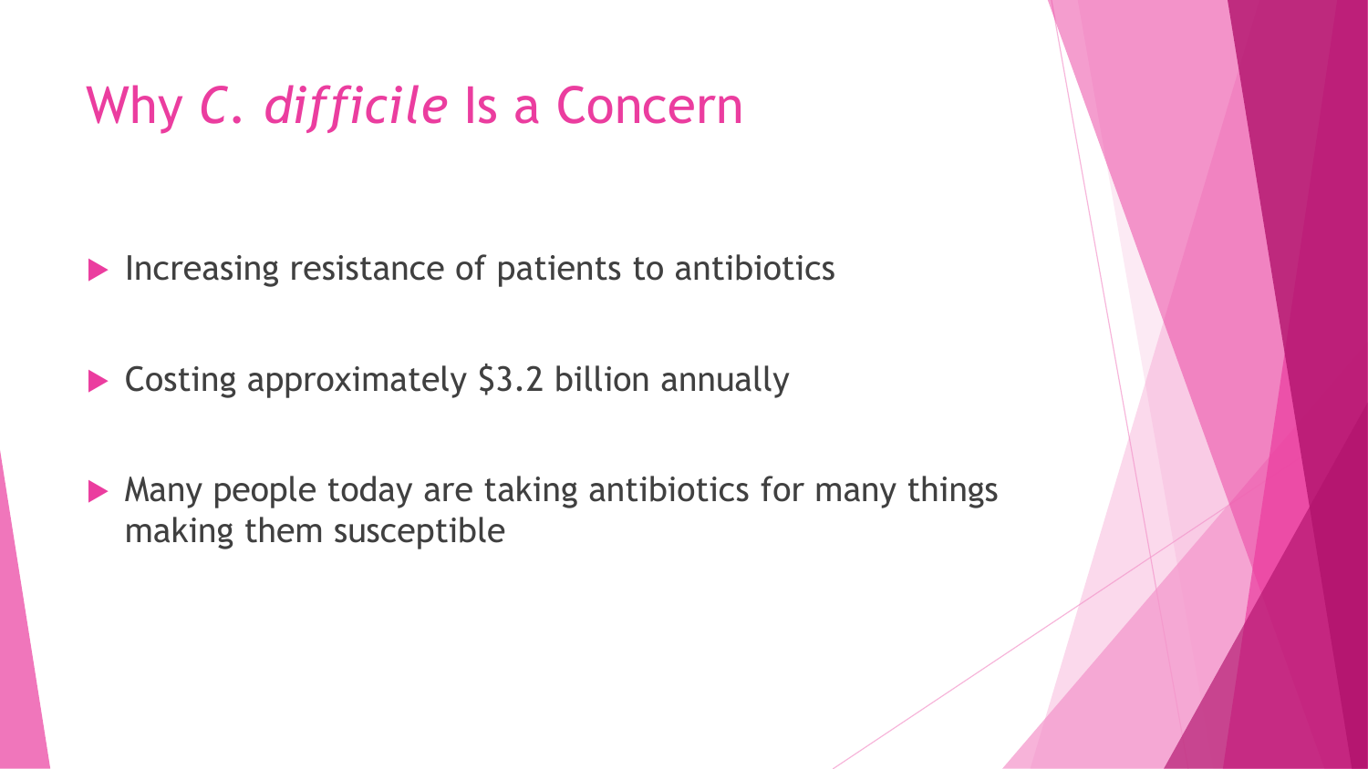# Why *C. difficile* Is a Concern

- Increasing resistance of patients to antibiotics
- Costing approximately $3.2 billion annually
- Many people today are taking antibiotics for many things making them susceptible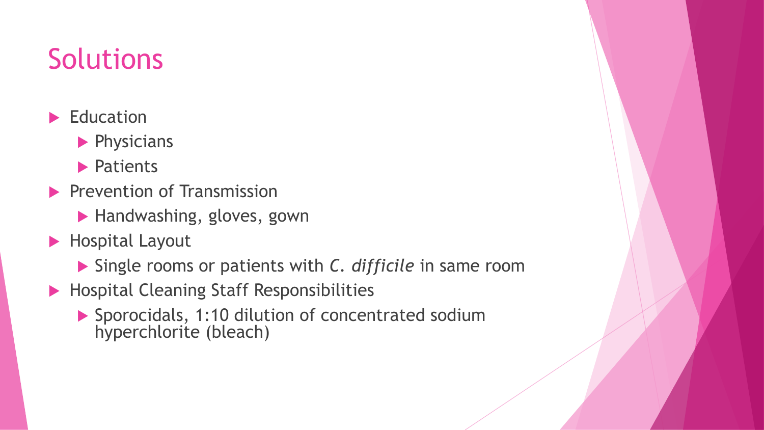# Solutions

- Education
  - Physicians
  - Patients
- Prevention of Transmission
  - Handwashing, gloves, gown
- Hospital Layout
  - Single rooms or patients with *C. difficile* in same room
- Hospital Cleaning Staff Responsibilities
  - Sporocidals, 1:10 dilution of concentrated sodium hyperchlorite (bleach)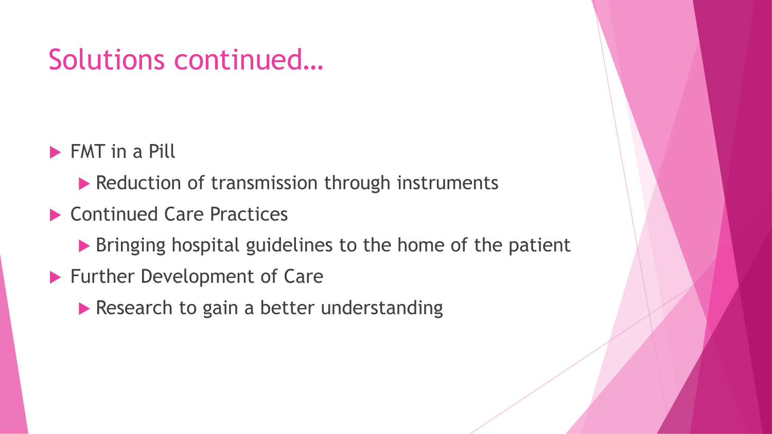# Solutions continued…

- FMT in a Pill
  - Reduction of transmission through instruments
- Continued Care Practices
  - Bringing hospital guidelines to the home of the patient
- Further Development of Care
  - Research to gain a better understanding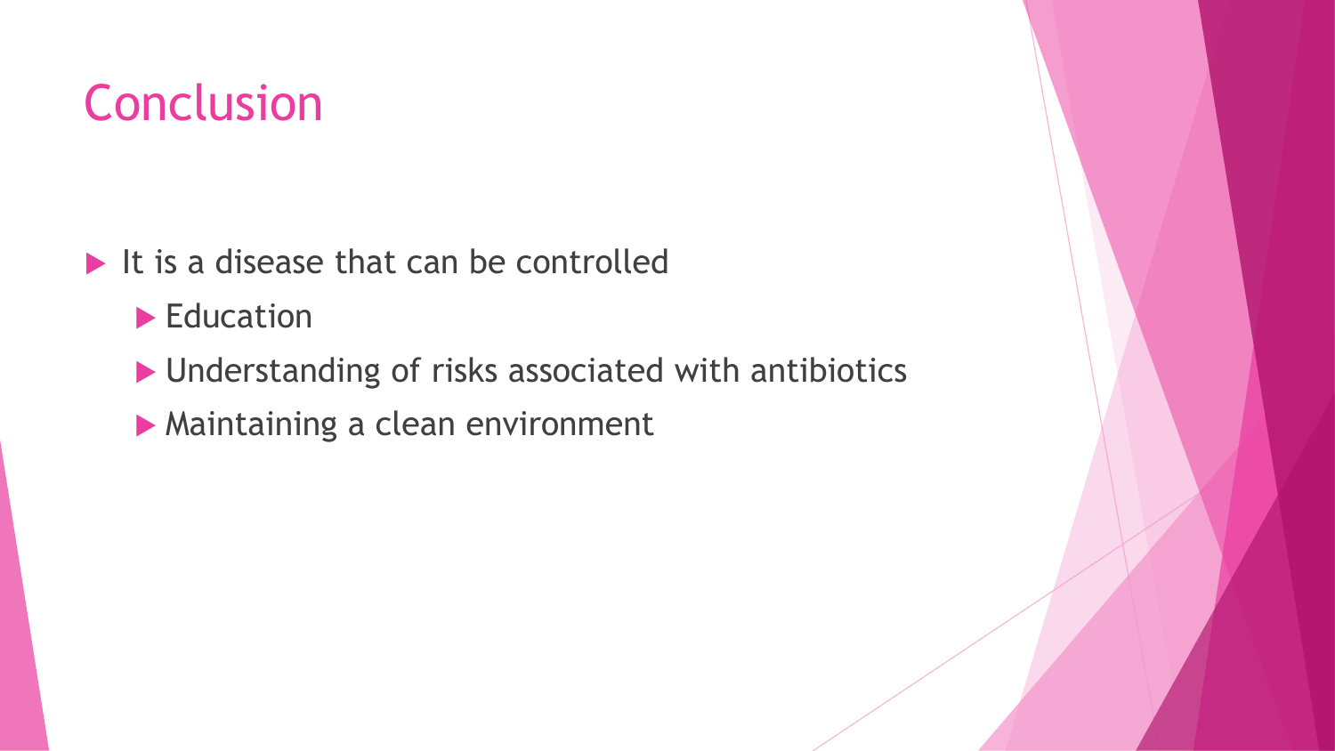# Conclusion

- It is a disease that can be controlled
  - Education
  - Understanding of risks associated with antibiotics
  - Maintaining a clean environment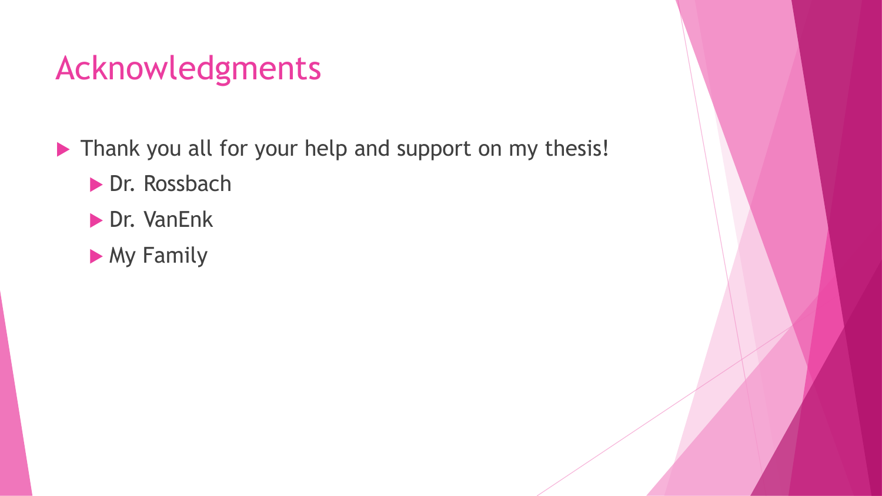# Acknowledgments

- Thank you all for your help and support on my thesis!
  - Dr. Rossbach
  - Dr. VanEnk
  - My Family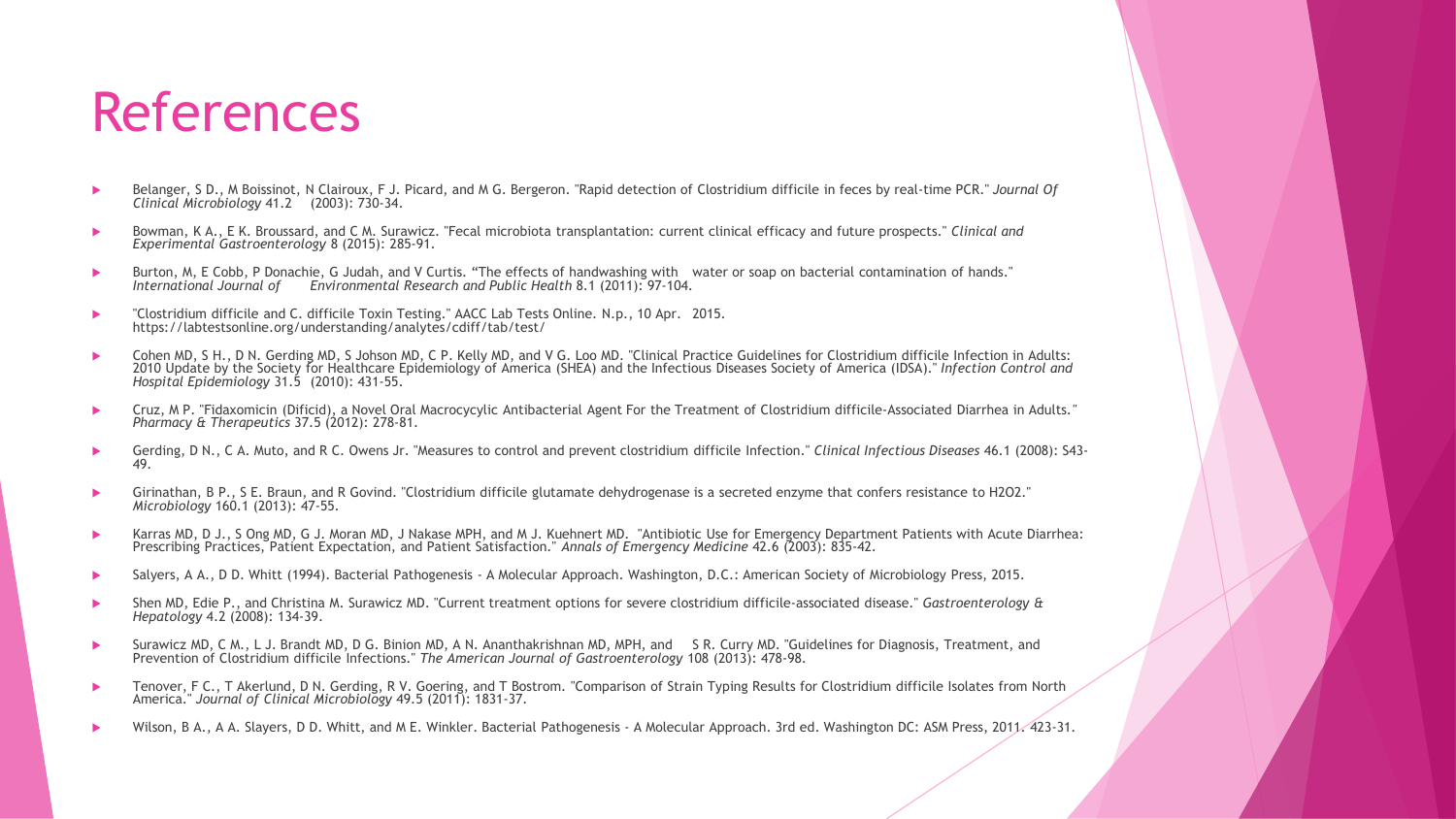# References

- Belanger, S D., M Boissinot, N Clairoux, F J. Picard, and M G. Bergeron. "Rapid detection of Clostridium difficile in feces by real-time PCR." *Journal Of Clinical Microbiology* 41.2 (2003): 730-34.
- Bowman, K A., E K. Broussard, and C M. Surawicz. "Fecal microbiota transplantation: current clinical efficacy and future prospects." *Clinical and Experimental Gastroenterology* 8 (2015): 285-91.
- Burton, M, E Cobb, P Donachie, G Judah, and V Curtis. "The effects of handwashing with water or soap on bacterial contamination of hands." *International Journal of Environmental Research and Public Health* 8.1 (2011): 97-104.
- "Clostridium difficile and C. difficile Toxin Testing." AACC Lab Tests Online. N.p., 10 Apr. 2015. https://labtestsonline.org/understanding/analytes/cdiff/tab/test/
- Cohen MD, S H., D N. Gerding MD, S Johson MD, C P. Kelly MD, and V G. Loo MD. "Clinical Practice Guidelines for Clostridium difficile Infection in Adults: 2010 Update by the Society for Healthcare Epidemiology of America (SHEA) and the Infectious Diseases Society of America (IDSA)." *Infection Control and Hospital Epidemiology* 31.5 (2010): 431-55.
- Cruz, M P. "Fidaxomicin (Dificid), a Novel Oral Macrocycylic Antibacterial Agent For the Treatment of Clostridium difficile-Associated Diarrhea in Adults." *Pharmacy & Therapeutics* 37.5 (2012): 278-81.
- Gerding, D N., C A. Muto, and R C. Owens Jr. "Measures to control and prevent clostridium difficile Infection." *Clinical Infectious Diseases* 46.1 (2008): S43-49.
- Girinathan, B P., S E. Braun, and R Govind. "Clostridium difficile glutamate dehydrogenase is a secreted enzyme that confers resistance to $H_2O_2$." *Microbiology* 160.1 (2013): 47-55.
- Karras MD, D J., S Ong MD, G J. Moran MD, J Nakase MPH, and M J. Kuehnert MD. "Antibiotic Use for Emergency Department Patients with Acute Diarrhea: Prescribing Practices, Patient Expectation, and Patient Satisfaction." *Annals of Emergency Medicine* 42.6 (2003): 835-42.
- Salyers, A A., D D. Whitt (1994). Bacterial Pathogenesis - A Molecular Approach. Washington, D.C.: American Society of Microbiology Press, 2015.
- Shen MD, Edie P., and Christina M. Surawicz MD. "Current treatment options for severe clostridium difficile-associated disease." *Gastroenterology & Hepatology* 4.2 (2008): 134-39.
- Surawicz MD, C M., L J. Brandt MD, D G. Binion MD, A N. Ananthakrishnan MD, MPH, and S R. Curry MD. "Guidelines for Diagnosis, Treatment, and Prevention of Clostridium difficile Infections." *The American Journal of Gastroenterology* 108 (2013): 478-98.
- Tenover, F C., T Akerlund, D N. Gerding, R V. Goering, and T Bostrom. "Comparison of Strain Typing Results for Clostridium difficile Isolates from North America." *Journal of Clinical Microbiology* 49.5 (2011): 1831-37.
- Wilson, B A., A A. Slayers, D D. Whitt, and M E. Winkler. Bacterial Pathogenesis - A Molecular Approach. 3rd ed. Washington DC: ASM Press, 2011. 423-31.